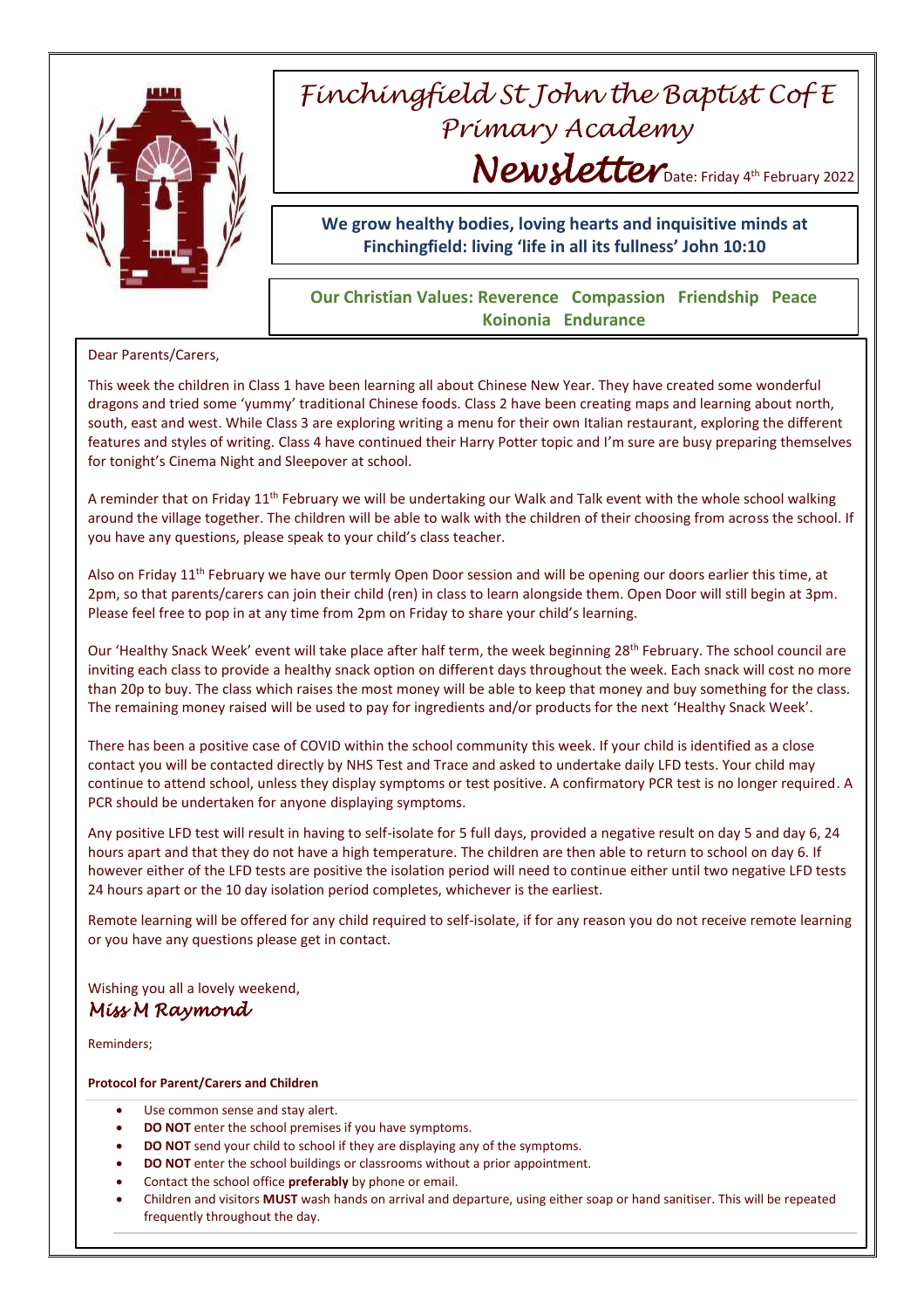# Finchingfield St John the Baptist C of E Primary Academy

## Newsletter

Date: Friday 4th February 2022

**We grow healthy bodies, loving hearts and inquisitive minds at Finchingfield: living 'life in all its fullness' John 10:10**

**Our Christian Values: Reverence Compassion Friendship Peace Koinonia Endurance**

Dear Parents/Carers,

This week the children in Class 1 have been learning all about Chinese New Year. They have created some wonderful dragons and tried some 'yummy' traditional Chinese foods. Class 2 have been creating maps and learning about north, south, east and west. While Class 3 are exploring writing a menu for their own Italian restaurant, exploring the different features and styles of writing. Class 4 have continued their Harry Potter topic and I'm sure are busy preparing themselves for tonight's Cinema Night and Sleepover at school.

A reminder that on Friday 11th February we will be undertaking our Walk and Talk event with the whole school walking around the village together. The children will be able to walk with the children of their choosing from across the school. If you have any questions, please speak to your child's class teacher.

Also on Friday 11th February we have our termly Open Door session and will be opening our doors earlier this time, at 2pm, so that parents/carers can join their child (ren) in class to learn alongside them. Open Door will still begin at 3pm. Please feel free to pop in at any time from 2pm on Friday to share your child's learning.

Our 'Healthy Snack Week' event will take place after half term, the week beginning 28th February. The school council are inviting each class to provide a healthy snack option on different days throughout the week. Each snack will cost no more than 20p to buy. The class which raises the most money will be able to keep that money and buy something for the class. The remaining money raised will be used to pay for ingredients and/or products for the next 'Healthy Snack Week'.

There has been a positive case of COVID within the school community this week. If your child is identified as a close contact you will be contacted directly by NHS Test and Trace and asked to undertake daily LFD tests. Your child may continue to attend school, unless they display symptoms or test positive. A confirmatory PCR test is no longer required. A PCR should be undertaken for anyone displaying symptoms.

Any positive LFD test will result in having to self-isolate for 5 full days, provided a negative result on day 5 and day 6, 24 hours apart and that they do not have a high temperature. The children are then able to return to school on day 6. If however either of the LFD tests are positive the isolation period will need to continue either until two negative LFD tests 24 hours apart or the 10 day isolation period completes, whichever is the earliest.

Remote learning will be offered for any child required to self-isolate, if for any reason you do not receive remote learning or you have any questions please get in contact.

Wishing you all a lovely weekend,

*Miss M Raymond*

Reminders;

**Protocol for Parent/Carers and Children**

- Use common sense and stay alert.
- **DO NOT** enter the school premises if you have symptoms.
- **DO NOT** send your child to school if they are displaying any of the symptoms.
- **DO NOT** enter the school buildings or classrooms without a prior appointment.
- Contact the school office **preferably** by phone or email.
- Children and visitors **MUST** wash hands on arrival and departure, using either soap or hand sanitiser. This will be repeated frequently throughout the day.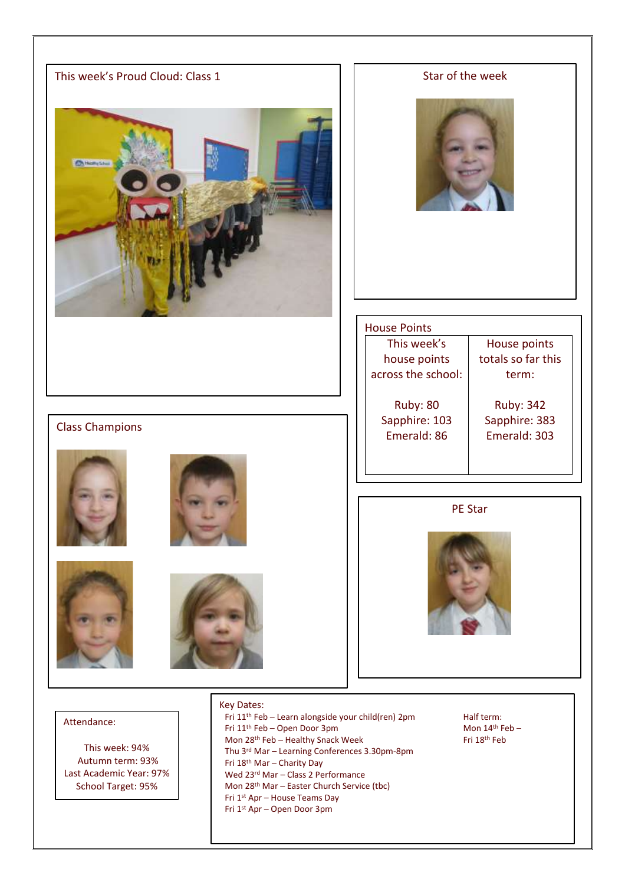## This week's Proud Cloud: Class 1

## Star of the week

## House Points

| This week's house points across the school: | House points totals so far this term: |
|---|---|
| Ruby: 80<br>Sapphire: 103<br>Emerald: 86 | Ruby: 342<br>Sapphire: 383<br>Emerald: 303 |

## Class Champions

## PE Star

## Attendance:

This week: 94%
Autumn term: 93%
Last Academic Year: 97%
School Target: 95%

## Key Dates:

- Fri 11th Feb – Learn alongside your child(ren) 2pm
- Fri 11th Feb – Open Door 3pm
- Mon 28th Feb – Healthy Snack Week
- Thu 3rd Mar – Learning Conferences 3.30pm-8pm
- Fri 18th Mar – Charity Day
- Wed 23rd Mar – Class 2 Performance
- Mon 28th Mar – Easter Church Service (tbc)
- Fri 1st Apr – House Teams Day
- Fri 1st Apr – Open Door 3pm

Half term:
Mon 14th Feb –
Fri 18th Feb